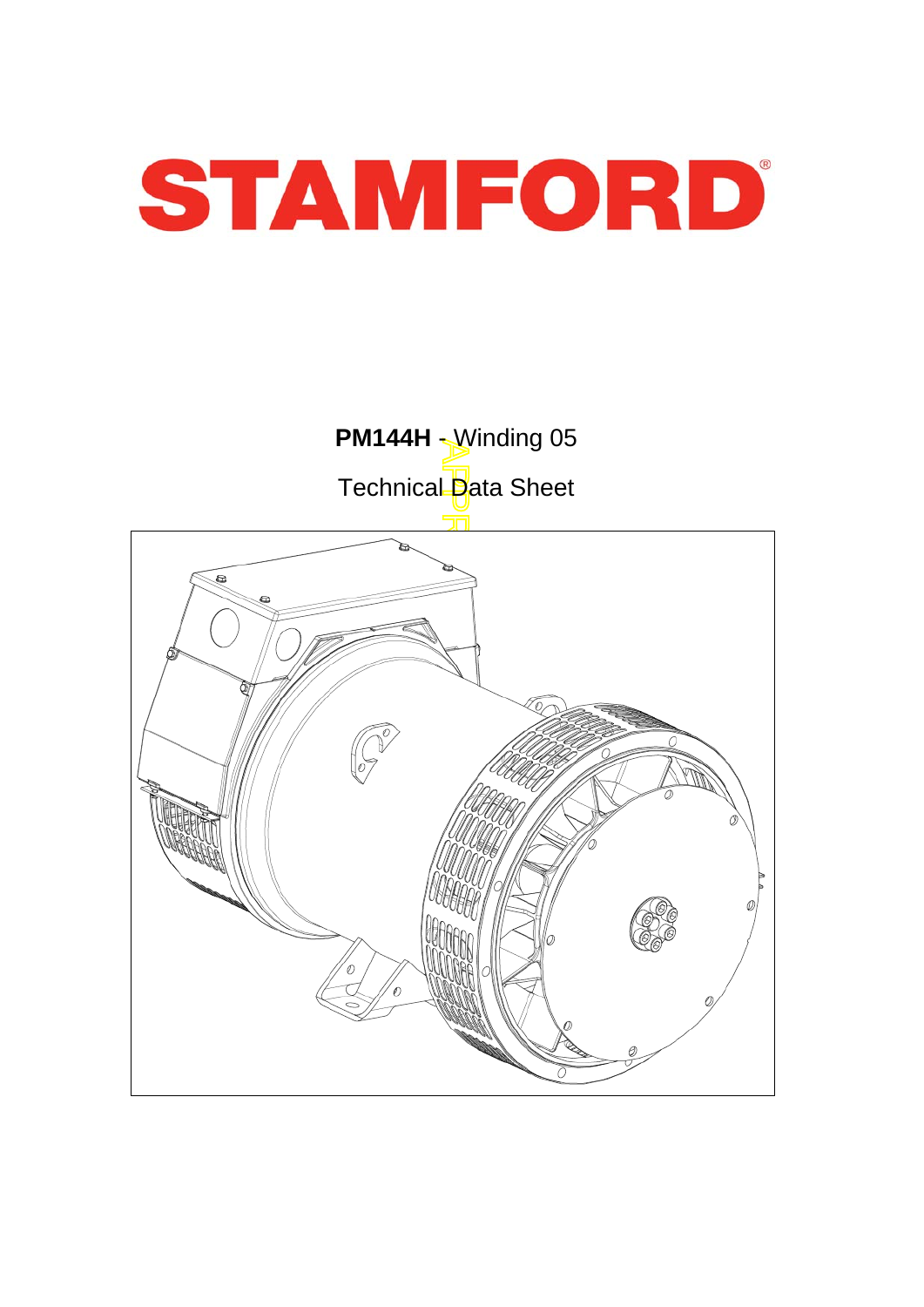# STAMFORD®

**PM144H** - Winding 05

Technical Data Sheet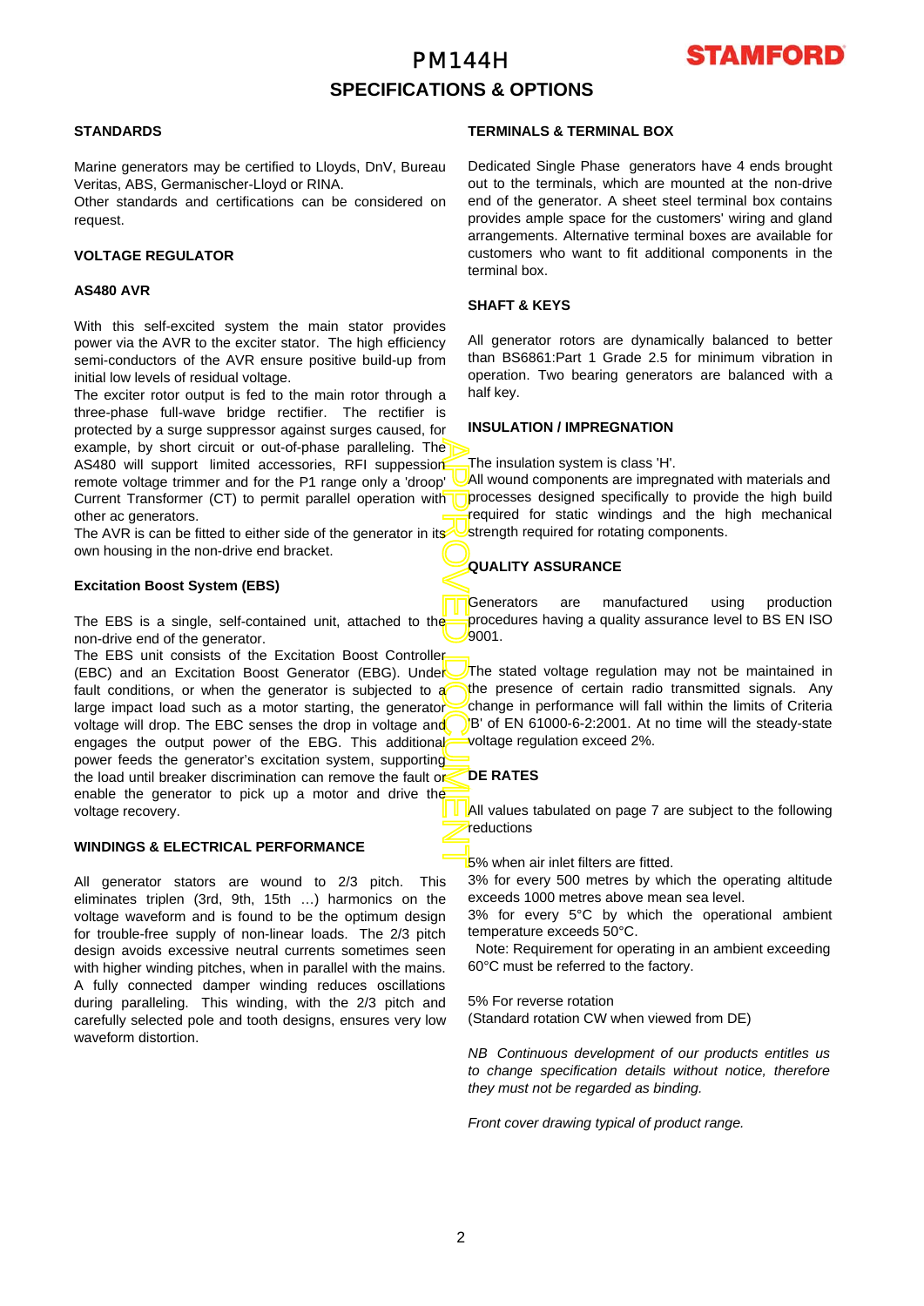# PM144H

## SPECIFICATIONS & OPTIONS

### STANDARDS

Marine generators may be certified to Lloyds, DnV, Bureau Veritas, ABS, Germanischer-Lloyd or RINA.
Other standards and certifications can be considered on request.

### VOLTAGE REGULATOR

### AS480 AVR

With this self-excited system the main stator provides power via the AVR to the exciter stator. The high efficiency semi-conductors of the AVR ensure positive build-up from initial low levels of residual voltage.
The exciter rotor output is fed to the main rotor through a three-phase full-wave bridge rectifier. The rectifier is protected by a surge suppressor against surges caused, for example, by short circuit or out-of-phase paralleling. The AS480 will support limited accessories, RFI suppession remote voltage trimmer and for the P1 range only a 'droop' Current Transformer (CT) to permit parallel operation with other ac generators.
The AVR is can be fitted to either side of the generator in its own housing in the non-drive end bracket.

### Excitation Boost System (EBS)

The EBS is a single, self-contained unit, attached to the non-drive end of the generator.
The EBS unit consists of the Excitation Boost Controller (EBC) and an Excitation Boost Generator (EBG). Under fault conditions, or when the generator is subjected to a large impact load such as a motor starting, the generator voltage will drop. The EBC senses the drop in voltage and engages the output power of the EBG. This additional power feeds the generator's excitation system, supporting the load until breaker discrimination can remove the fault or enable the generator to pick up a motor and drive the voltage recovery.

### WINDINGS & ELECTRICAL PERFORMANCE

All generator stators are wound to 2/3 pitch. This eliminates triplen (3rd, 9th, 15th …) harmonics on the voltage waveform and is found to be the optimum design for trouble-free supply of non-linear loads. The 2/3 pitch design avoids excessive neutral currents sometimes seen with higher winding pitches, when in parallel with the mains. A fully connected damper winding reduces oscillations during paralleling. This winding, with the 2/3 pitch and carefully selected pole and tooth designs, ensures very low waveform distortion.

### TERMINALS & TERMINAL BOX

Dedicated Single Phase generators have 4 ends brought out to the terminals, which are mounted at the non-drive end of the generator. A sheet steel terminal box contains provides ample space for the customers' wiring and gland arrangements. Alternative terminal boxes are available for customers who want to fit additional components in the terminal box.

### SHAFT & KEYS

All generator rotors are dynamically balanced to better than BS6861:Part 1 Grade 2.5 for minimum vibration in operation. Two bearing generators are balanced with a half key.

### INSULATION / IMPREGNATION

The insulation system is class 'H'.
All wound components are impregnated with materials and processes designed specifically to provide the high build required for static windings and the high mechanical strength required for rotating components.

### QUALITY ASSURANCE

Generators are manufactured using production procedures having a quality assurance level to BS EN ISO 9001.

The stated voltage regulation may not be maintained in the presence of certain radio transmitted signals. Any change in performance will fall within the limits of Criteria 'B' of EN 61000-6-2:2001. At no time will the steady-state voltage regulation exceed 2%.

### DE RATES

All values tabulated on page 7 are subject to the following reductions

5% when air inlet filters are fitted.
3% for every 500 metres by which the operating altitude exceeds 1000 metres above mean sea level.
3% for every 5°C by which the operational ambient temperature exceeds 50°C.
Note: Requirement for operating in an ambient exceeding 60°C must be referred to the factory.

5% For reverse rotation
(Standard rotation CW when viewed from DE)

*NB Continuous development of our products entitles us to change specification details without notice, therefore they must not be regarded as binding.*

*Front cover drawing typical of product range.*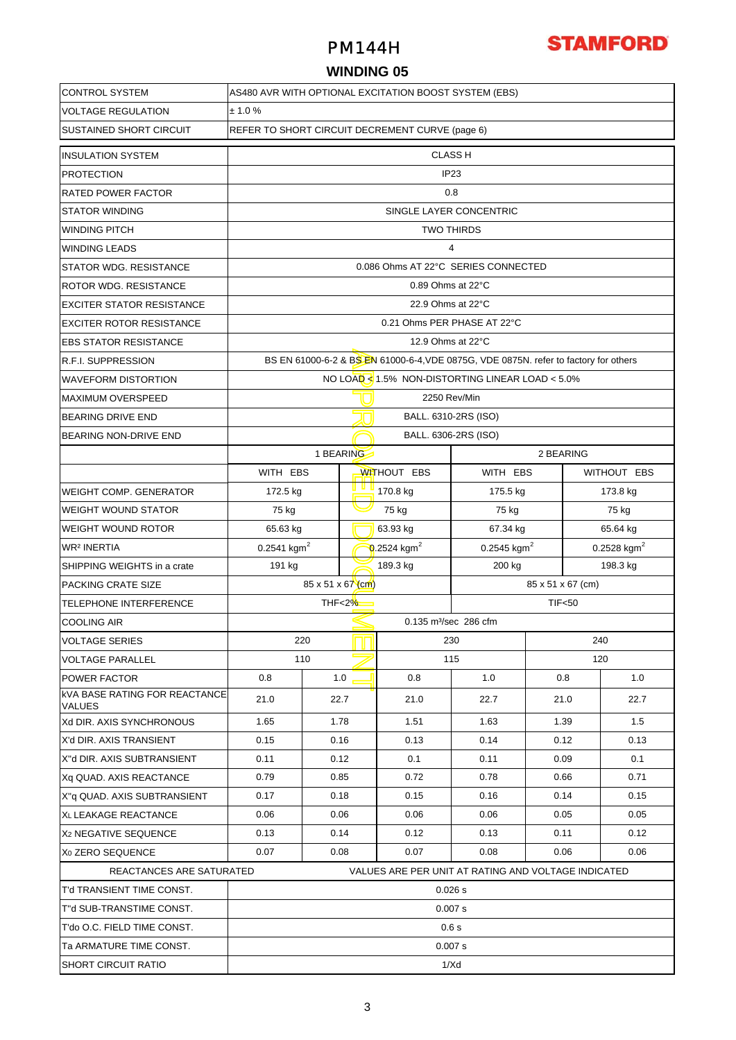# PM144H

**STAMFORD**

## WINDING 05

| | |
|---|---|
| CONTROL SYSTEM | AS480 AVR WITH OPTIONAL EXCITATION BOOST SYSTEM (EBS) |
| VOLTAGE REGULATION | ± 1.0 % |
| SUSTAINED SHORT CIRCUIT | REFER TO SHORT CIRCUIT DECREMENT CURVE (page 6) |

| | | | | | | |
|---|---|---|---|---|---|---|
| INSULATION SYSTEM | CLASS H | | | | | |
| PROTECTION | IP23 | | | | | |
| RATED POWER FACTOR | 0.8 | | | | | |
| STATOR WINDING | SINGLE LAYER CONCENTRIC | | | | | |
| WINDING PITCH | TWO THIRDS | | | | | |
| WINDING LEADS | 4 | | | | | |
| STATOR WDG. RESISTANCE | 0.086 Ohms AT 22°C SERIES CONNECTED | | | | | |
| ROTOR WDG. RESISTANCE | 0.89 Ohms at 22°C | | | | | |
| EXCITER STATOR RESISTANCE | 22.9 Ohms at 22°C | | | | | |
| EXCITER ROTOR RESISTANCE | 0.21 Ohms PER PHASE AT 22°C | | | | | |
| EBS STATOR RESISTANCE | 12.9 Ohms at 22°C | | | | | |
| R.F.I. SUPPRESSION | BS EN 61000-6-2 & BS EN 61000-6-4,VDE 0875G, VDE 0875N. refer to factory for others | | | | | |
| WAVEFORM DISTORTION | NO LOAD < 1.5% NON-DISTORTING LINEAR LOAD < 5.0% | | | | | |
| MAXIMUM OVERSPEED | 2250 Rev/Min | | | | | |
| BEARING DRIVE END | BALL. 6310-2RS (ISO) | | | | | |
| BEARING NON-DRIVE END | BALL. 6306-2RS (ISO) | | | | | |
| | 1 BEARING | | | 2 BEARING | | |
| | WITH EBS | | WITHOUT EBS | WITH EBS | | WITHOUT EBS |
| WEIGHT COMP. GENERATOR | 172.5 kg | | 170.8 kg | 175.5 kg | | 173.8 kg |
| WEIGHT WOUND STATOR | 75 kg | | 75 kg | 75 kg | | 75 kg |
| WEIGHT WOUND ROTOR | 65.63 kg | | 63.93 kg | 67.34 kg | | 65.64 kg |
| WR² INERTIA | 0.2541 kgm$^2$ | | 0.2524 kgm$^2$ | 0.2545 kgm$^2$ | | 0.2528 kgm$^2$ |
| SHIPPING WEIGHTS in a crate | 191 kg | | 189.3 kg | 200 kg | | 198.3 kg |
| PACKING CRATE SIZE | 85 x 51 x 67 (cm) | | | 85 x 51 x 67 (cm) | | |
| TELEPHONE INTERFERENCE | THF<2% | | | TIF<50 | | |
| COOLING AIR | 0.135 m³/sec 286 cfm | | | | | |
| VOLTAGE SERIES | 220 | | 230 | | 240 | |
| VOLTAGE PARALLEL | 110 | | 115 | | 120 | |
| POWER FACTOR | 0.8 | 1.0 | 0.8 | 1.0 | 0.8 | 1.0 |
| kVA BASE RATING FOR REACTANCE VALUES | 21.0 | 22.7 | 21.0 | 22.7 | 21.0 | 22.7 |
| Xd DIR. AXIS SYNCHRONOUS | 1.65 | 1.78 | 1.51 | 1.63 | 1.39 | 1.5 |
| X'd DIR. AXIS TRANSIENT | 0.15 | 0.16 | 0.13 | 0.14 | 0.12 | 0.13 |
| X''d DIR. AXIS SUBTRANSIENT | 0.11 | 0.12 | 0.1 | 0.11 | 0.09 | 0.1 |
| Xq QUAD. AXIS REACTANCE | 0.79 | 0.85 | 0.72 | 0.78 | 0.66 | 0.71 |
| X''q QUAD. AXIS SUBTRANSIENT | 0.17 | 0.18 | 0.15 | 0.16 | 0.14 | 0.15 |
| $X_L$ LEAKAGE REACTANCE | 0.06 | 0.06 | 0.06 | 0.06 | 0.05 | 0.05 |
| $X_2$ NEGATIVE SEQUENCE | 0.13 | 0.14 | 0.12 | 0.13 | 0.11 | 0.12 |
| $X_0$ ZERO SEQUENCE | 0.07 | 0.08 | 0.07 | 0.08 | 0.06 | 0.06 |
| REACTANCES ARE SATURATED | VALUES ARE PER UNIT AT RATING AND VOLTAGE INDICATED | | | | | |
| T'd TRANSIENT TIME CONST. | 0.026 s | | | | | |
| T''d SUB-TRANSTIME CONST. | 0.007 s | | | | | |
| T'do O.C. FIELD TIME CONST. | 0.6 s | | | | | |
| Ta ARMATURE TIME CONST. | 0.007 s | | | | | |
| SHORT CIRCUIT RATIO | 1/Xd | | | | | |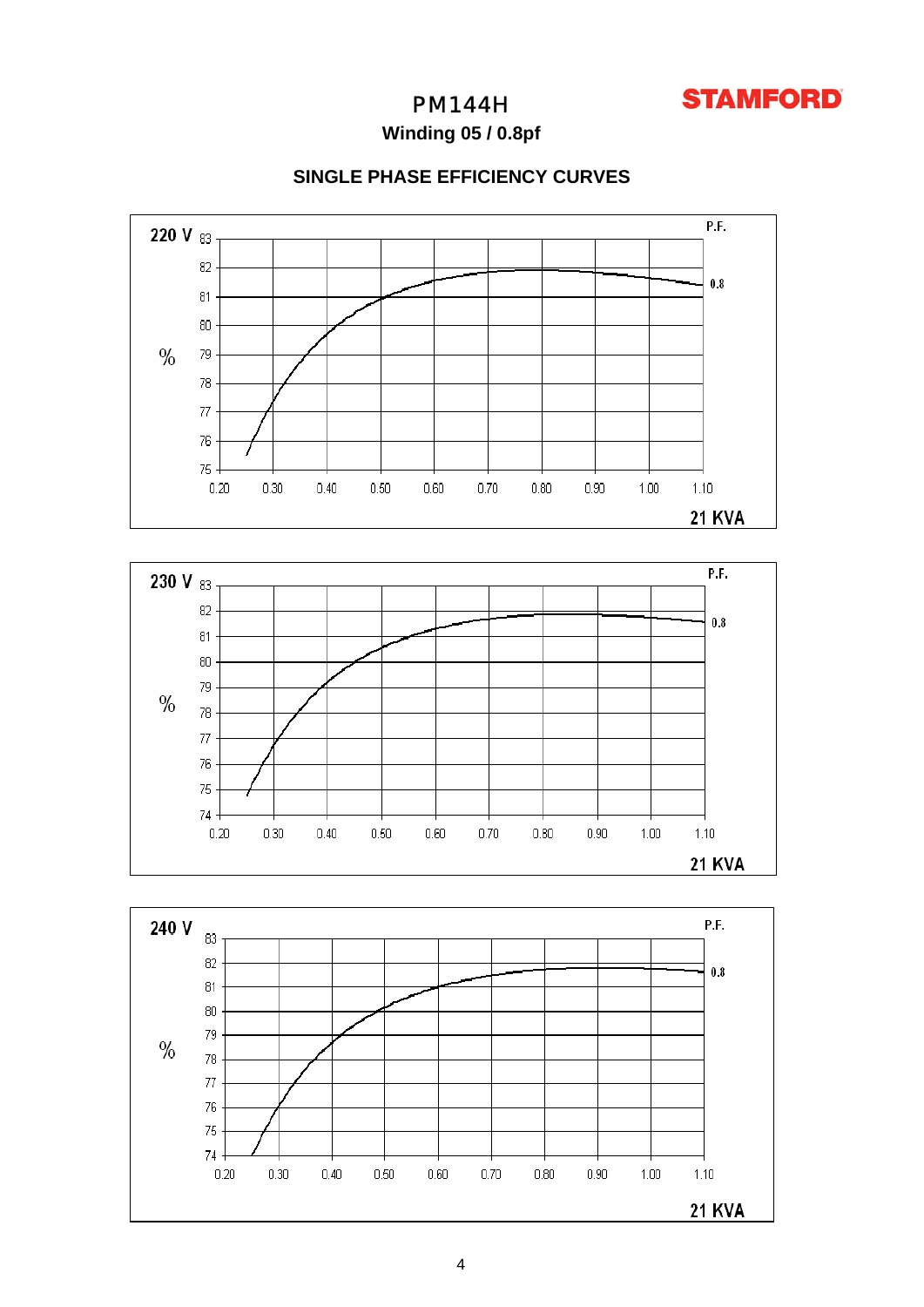# PM144H

**Winding 05 / 0.8pf**

## SINGLE PHASE EFFICIENCY CURVES

**220 V**

P.F. 0.8

% (75–83) vs 0.20–1.10

21 KVA

**230 V**

P.F. 0.8

% (74–83) vs 0.20–1.10

21 KVA

**240 V**

P.F. 0.8

% (74–83) vs 0.20–1.10

21 KVA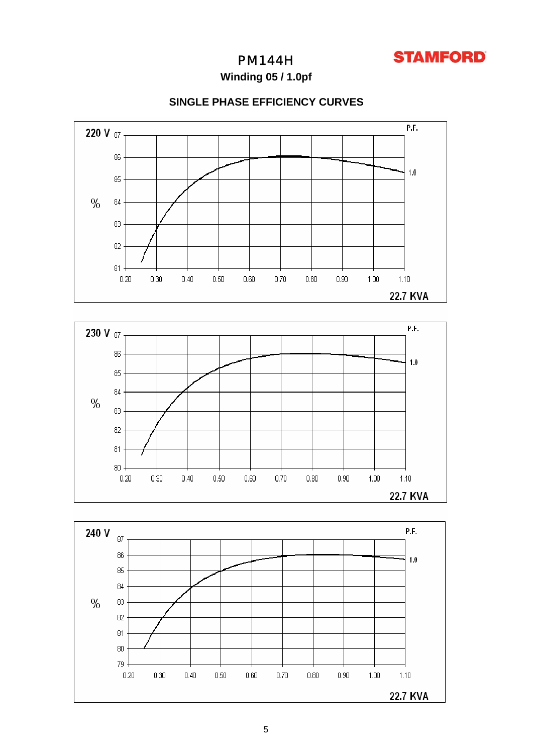# PM144H

**STAMFORD**

## Winding 05 / 1.0pf

### SINGLE PHASE EFFICIENCY CURVES

220 V

P.F.

1.0

%

22.7 KVA

230 V

P.F.

1.0

%

22.7 KVA

240 V

P.F.

1.0

%

22.7 KVA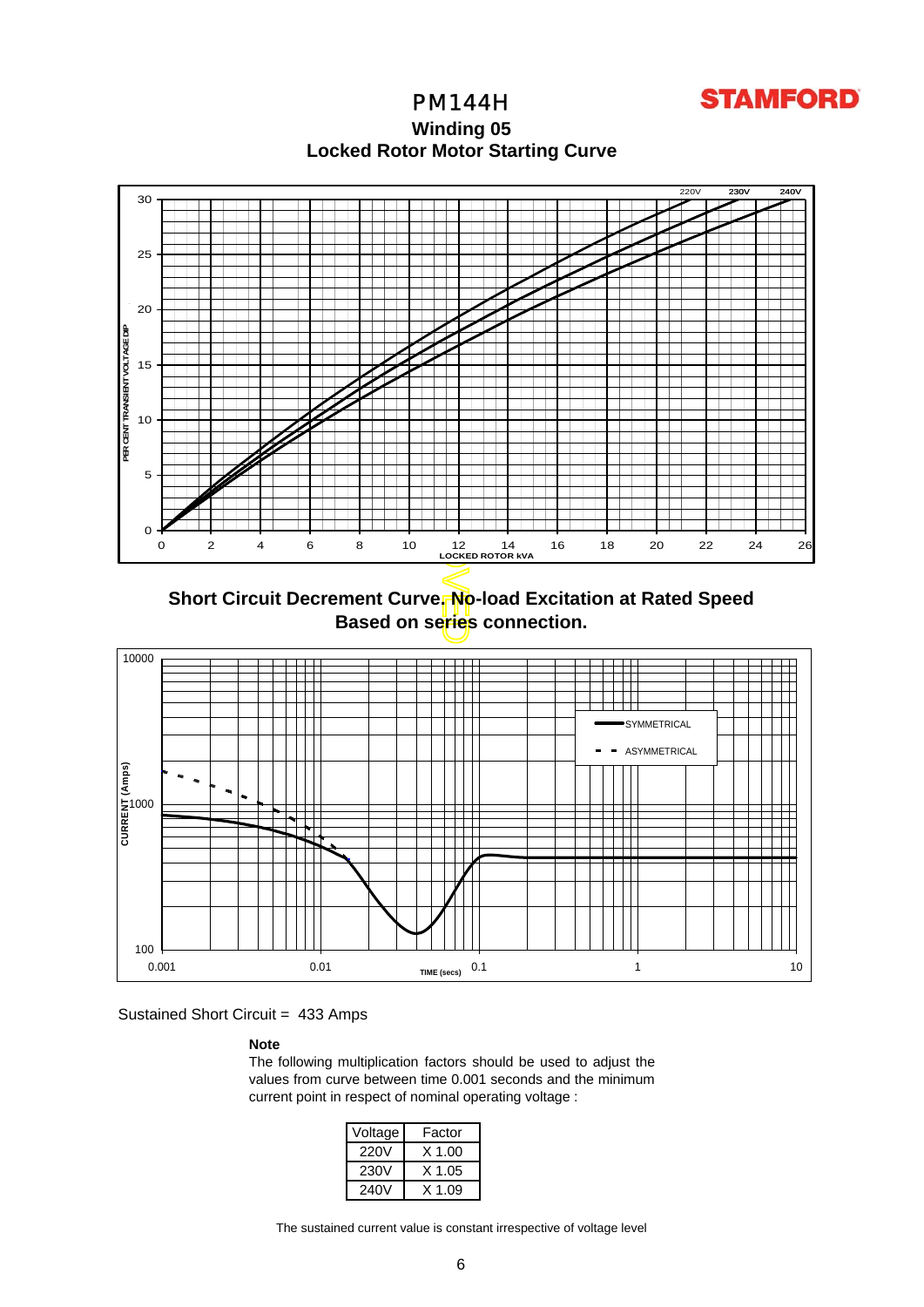# PM144H

**STAMFORD**

## Winding 05

## Locked Rotor Motor Starting Curve

## Short Circuit Decrement Curve. No-load Excitation at Rated Speed Based on series connection.

Sustained Short Circuit = 433 Amps

**Note**

The following multiplication factors should be used to adjust the values from curve between time 0.001 seconds and the minimum current point in respect of nominal operating voltage :

| Voltage | Factor |
|---|---|
| 220V | X 1.00 |
| 230V | X 1.05 |
| 240V | X 1.09 |

The sustained current value is constant irrespective of voltage level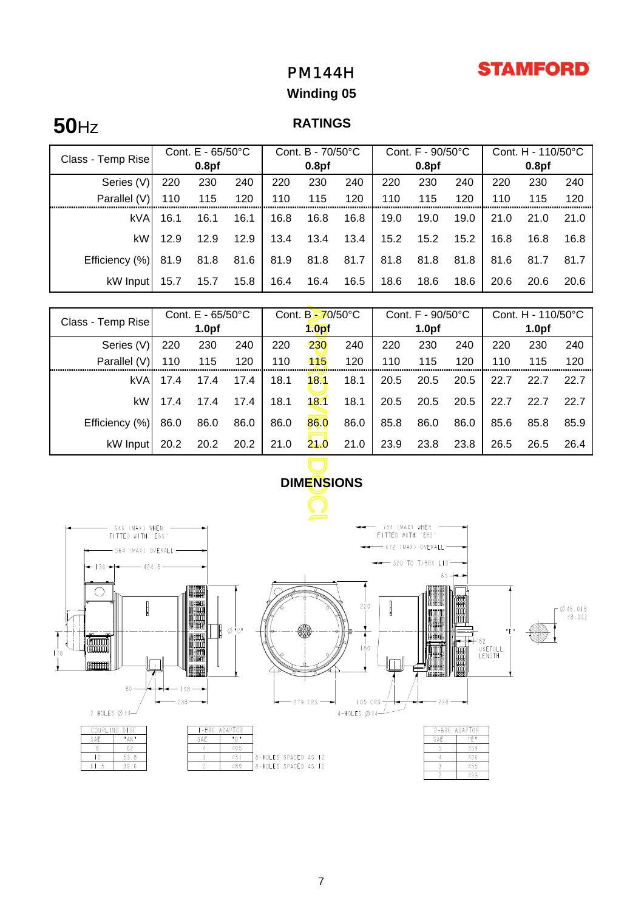# PM144H

**STAMFORD**

## Winding 05

**50**Hz

## RATINGS

| Class - Temp Rise | Cont. E - 65/50°C 0.8pf | | | Cont. B - 70/50°C 0.8pf | | | Cont. F - 90/50°C 0.8pf | | | Cont. H - 110/50°C 0.8pf | | |
|---|---|---|---|---|---|---|---|---|---|---|---|---|
| Series (V) | 220 | 230 | 240 | 220 | 230 | 240 | 220 | 230 | 240 | 220 | 230 | 240 |
| Parallel (V) | 110 | 115 | 120 | 110 | 115 | 120 | 110 | 115 | 120 | 110 | 115 | 120 |
| kVA | 16.1 | 16.1 | 16.1 | 16.8 | 16.8 | 16.8 | 19.0 | 19.0 | 19.0 | 21.0 | 21.0 | 21.0 |
| kW | 12.9 | 12.9 | 12.9 | 13.4 | 13.4 | 13.4 | 15.2 | 15.2 | 15.2 | 16.8 | 16.8 | 16.8 |
| Efficiency (%) | 81.9 | 81.8 | 81.6 | 81.9 | 81.8 | 81.7 | 81.8 | 81.8 | 81.8 | 81.6 | 81.7 | 81.7 |
| kW Input | 15.7 | 15.7 | 15.8 | 16.4 | 16.4 | 16.5 | 18.6 | 18.6 | 18.6 | 20.6 | 20.6 | 20.6 |

| Class - Temp Rise | Cont. E - 65/50°C 1.0pf | | | Cont. B - 70/50°C 1.0pf | | | Cont. F - 90/50°C 1.0pf | | | Cont. H - 110/50°C 1.0pf | | |
|---|---|---|---|---|---|---|---|---|---|---|---|---|
| Series (V) | 220 | 230 | 240 | 220 | 230 | 240 | 220 | 230 | 240 | 220 | 230 | 240 |
| Parallel (V) | 110 | 115 | 120 | 110 | 115 | 120 | 110 | 115 | 120 | 110 | 115 | 120 |
| kVA | 17.4 | 17.4 | 17.4 | 18.1 | 18.1 | 18.1 | 20.5 | 20.5 | 20.5 | 22.7 | 22.7 | 22.7 |
| kW | 17.4 | 17.4 | 17.4 | 18.1 | 18.1 | 18.1 | 20.5 | 20.5 | 20.5 | 22.7 | 22.7 | 22.7 |
| Efficiency (%) | 86.0 | 86.0 | 86.0 | 86.0 | 86.0 | 86.0 | 85.8 | 86.0 | 86.0 | 85.6 | 85.8 | 85.9 |
| kW Input | 20.2 | 20.2 | 20.2 | 21.0 | 21.0 | 21.0 | 23.9 | 23.8 | 23.8 | 26.5 | 26.5 | 26.4 |

## DIMENSIONS

| COUPLING DISC | |
|---|---|
| SAE | "AN" |
| 8 | 62 |
| 10 | 53.8 |
| 11.5 | 39.6 |

| 1-BRG ADAPTOR | | |
|---|---|---|
| SAE | "D" | |
| 4 | 405 | |
| 3 | 451 | 8-HOLES SPACED AS 12 |
| 2 | 489 | 8-HOLES SPACED AS 12 |

| 2-BRG ADAPTOR | |
|---|---|
| SAE | "E" |
| 5 | 359 |
| 4 | 406 |
| 3 | 455 |
| 2 | 493 |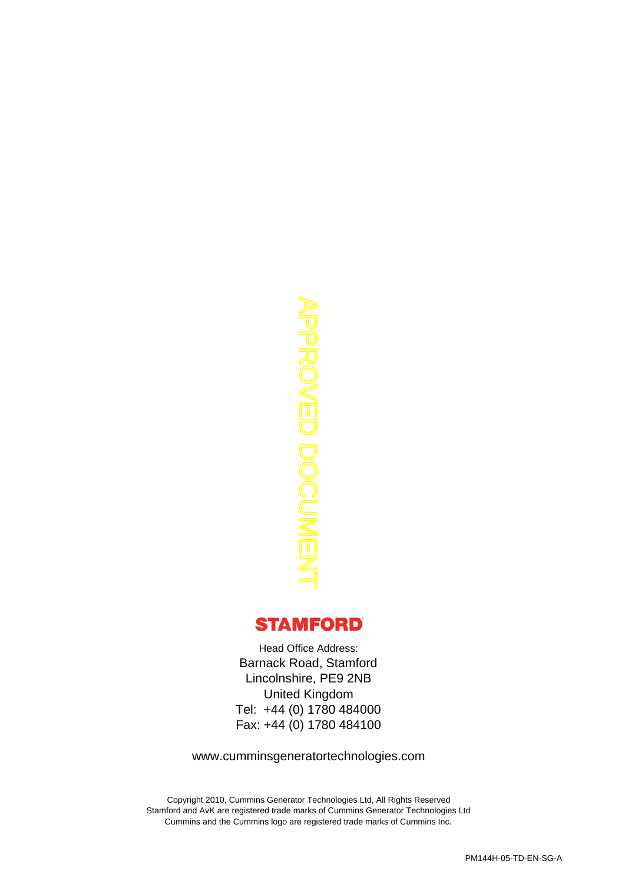APPROVED DOCUMENT

**STAMFORD**

Head Office Address:
Barnack Road, Stamford
Lincolnshire, PE9 2NB
United Kingdom
Tel: +44 (0) 1780 484000
Fax: +44 (0) 1780 484100

www.cumminsgeneratortechnologies.com

Copyright 2010, Cummins Generator Technologies Ltd, All Rights Reserved
Stamford and AvK are registered trade marks of Cummins Generator Technologies Ltd
Cummins and the Cummins logo are registered trade marks of Cummins Inc.

PM144H-05-TD-EN-SG-A